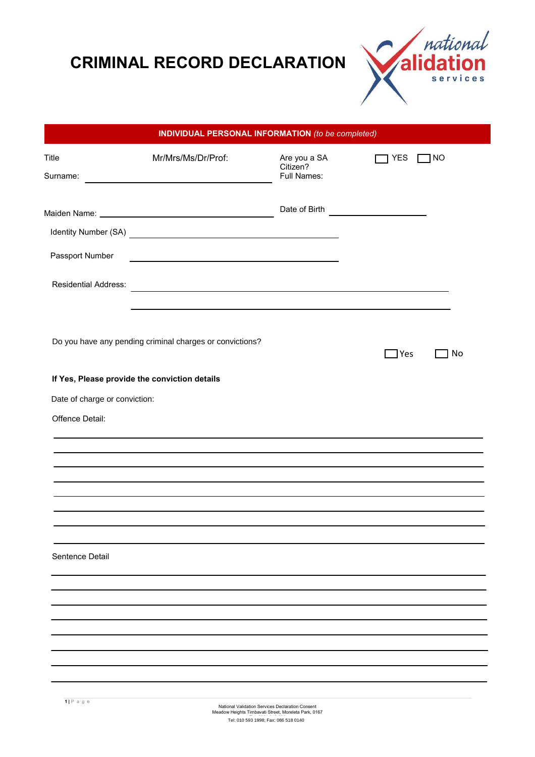# CRIMINAL RECORD DECLARATION

national validation services

**INDIVIDUAL PERSONAL INFORMATION** *(to be completed)*

Title Mr/Mrs/Ms/Dr/Prof:

Are you a SA Citizen? ☐ YES ☐ NO

Surname: ______________________

Full Names:

Maiden Name: ______________________

Date of Birth ______________________

Identity Number (SA) ______________________

Passport Number ______________________

Residential Address: ______________________

______________________

Do you have any pending criminal charges or convictions? ☐ Yes ☐ No

**If Yes, Please provide the conviction details**

Date of charge or conviction:

Offence Detail:

______________________

______________________

______________________

______________________

______________________

______________________

______________________

______________________

Sentence Detail

______________________

______________________

______________________

______________________

______________________

______________________

______________________

______________________

National Validation Services Declaration Consent
Meadow Heights Timbavati Street, Moreleta Park, 0167
Tel: 010 593 1998; Fax: 086 518 0140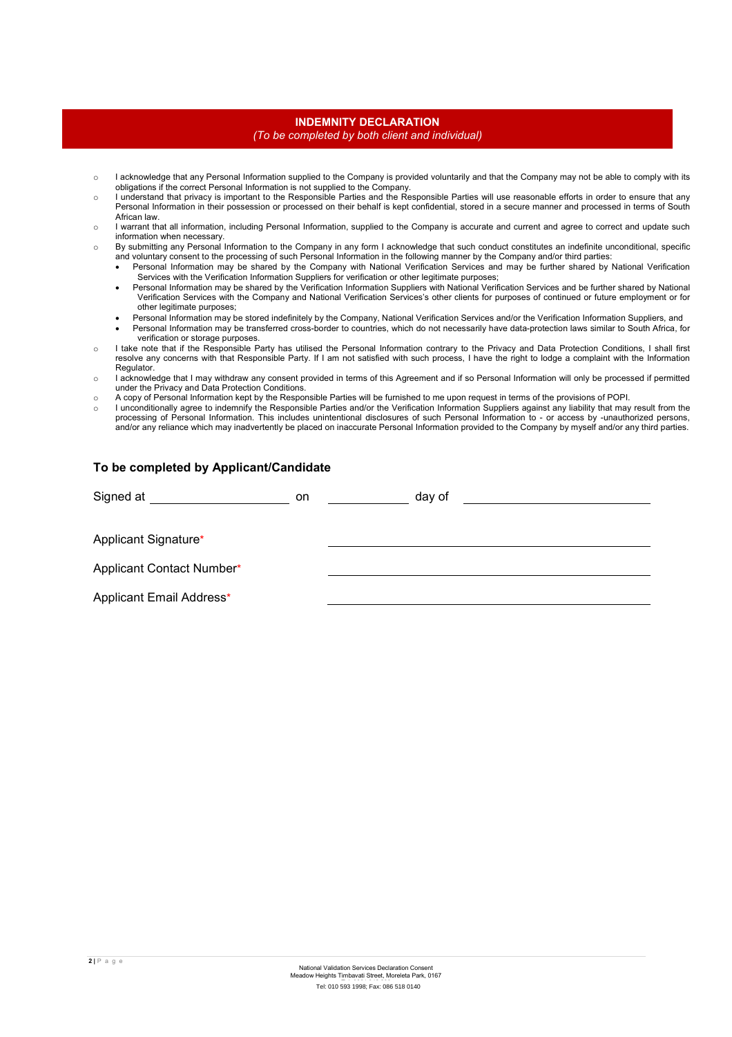## INDEMNITY DECLARATION

*(To be completed by both client and individual)*

- I acknowledge that any Personal Information supplied to the Company is provided voluntarily and that the Company may not be able to comply with its obligations if the correct Personal Information is not supplied to the Company.
- I understand that privacy is important to the Responsible Parties and the Responsible Parties will use reasonable efforts in order to ensure that any Personal Information in their possession or processed on their behalf is kept confidential, stored in a secure manner and processed in terms of South African law.
- I warrant that all information, including Personal Information, supplied to the Company is accurate and current and agree to correct and update such information when necessary.
- By submitting any Personal Information to the Company in any form I acknowledge that such conduct constitutes an indefinite unconditional, specific and voluntary consent to the processing of such Personal Information in the following manner by the Company and/or third parties:
  - Personal Information may be shared by the Company with National Verification Services and may be further shared by National Verification Services with the Verification Information Suppliers for verification or other legitimate purposes;
  - Personal Information may be shared by the Verification Information Suppliers with National Verification Services and be further shared by National Verification Services with the Company and National Verification Services's other clients for purposes of continued or future employment or for other legitimate purposes;
  - Personal Information may be stored indefinitely by the Company, National Verification Services and/or the Verification Information Suppliers, and
  - Personal Information may be transferred cross-border to countries, which do not necessarily have data-protection laws similar to South Africa, for verification or storage purposes.
- I take note that if the Responsible Party has utilised the Personal Information contrary to the Privacy and Data Protection Conditions, I shall first resolve any concerns with that Responsible Party. If I am not satisfied with such process, I have the right to lodge a complaint with the Information Regulator.
- I acknowledge that I may withdraw any consent provided in terms of this Agreement and if so Personal Information will only be processed if permitted under the Privacy and Data Protection Conditions.
- A copy of Personal Information kept by the Responsible Parties will be furnished to me upon request in terms of the provisions of POPI.
- I unconditionally agree to indemnify the Responsible Parties and/or the Verification Information Suppliers against any liability that may result from the processing of Personal Information. This includes unintentional disclosures of such Personal Information to - or access by -unauthorized persons, and/or any reliance which may inadvertently be placed on inaccurate Personal Information provided to the Company by myself and/or any third parties.

### To be completed by Applicant/Candidate

Signed at ____________________ on ____________ day of ____________________________

Applicant Signature* ____________________________________________

Applicant Contact Number* ____________________________________________

Applicant Email Address* ____________________________________________

National Validation Services Declaration Consent
Meadow Heights Timbavati Street, Moreleta Park, 0167
Tel: 010 593 1998; Fax: 086 518 0140